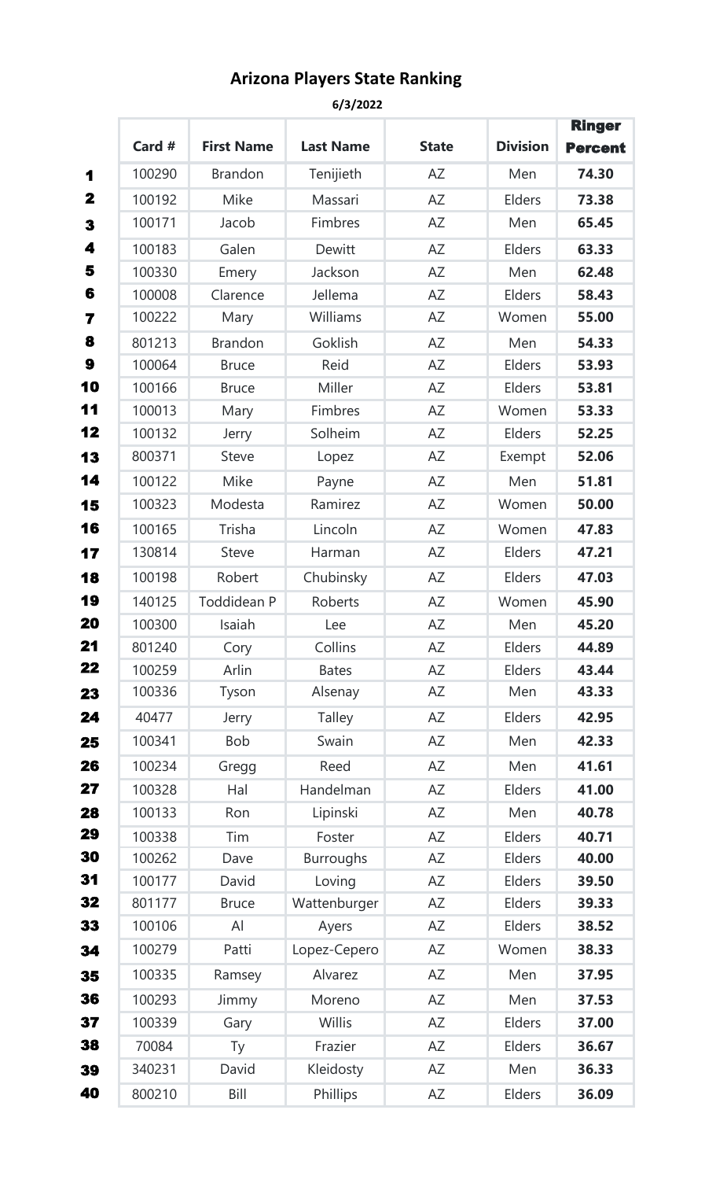# Arizona Players State Ranking

**6/3/2022**

| | Card # | First Name | Last Name | State | Division | Ringer Percent |
|---|---|---|---|---|---|---|
| 1 | 100290 | Brandon | Tenijieth | AZ | Men | **74.30** |
| 2 | 100192 | Mike | Massari | AZ | Elders | **73.38** |
| 3 | 100171 | Jacob | Fimbres | AZ | Men | **65.45** |
| 4 | 100183 | Galen | Dewitt | AZ | Elders | **63.33** |
| 5 | 100330 | Emery | Jackson | AZ | Men | **62.48** |
| 6 | 100008 | Clarence | Jellema | AZ | Elders | **58.43** |
| 7 | 100222 | Mary | Williams | AZ | Women | **55.00** |
| 8 | 801213 | Brandon | Goklish | AZ | Men | **54.33** |
| 9 | 100064 | Bruce | Reid | AZ | Elders | **53.93** |
| 10 | 100166 | Bruce | Miller | AZ | Elders | **53.81** |
| 11 | 100013 | Mary | Fimbres | AZ | Women | **53.33** |
| 12 | 100132 | Jerry | Solheim | AZ | Elders | **52.25** |
| 13 | 800371 | Steve | Lopez | AZ | Exempt | **52.06** |
| 14 | 100122 | Mike | Payne | AZ | Men | **51.81** |
| 15 | 100323 | Modesta | Ramirez | AZ | Women | **50.00** |
| 16 | 100165 | Trisha | Lincoln | AZ | Women | **47.83** |
| 17 | 130814 | Steve | Harman | AZ | Elders | **47.21** |
| 18 | 100198 | Robert | Chubinsky | AZ | Elders | **47.03** |
| 19 | 140125 | Toddidean P | Roberts | AZ | Women | **45.90** |
| 20 | 100300 | Isaiah | Lee | AZ | Men | **45.20** |
| 21 | 801240 | Cory | Collins | AZ | Elders | **44.89** |
| 22 | 100259 | Arlin | Bates | AZ | Elders | **43.44** |
| 23 | 100336 | Tyson | Alsenay | AZ | Men | **43.33** |
| 24 | 40477 | Jerry | Talley | AZ | Elders | **42.95** |
| 25 | 100341 | Bob | Swain | AZ | Men | **42.33** |
| 26 | 100234 | Gregg | Reed | AZ | Men | **41.61** |
| 27 | 100328 | Hal | Handelman | AZ | Elders | **41.00** |
| 28 | 100133 | Ron | Lipinski | AZ | Men | **40.78** |
| 29 | 100338 | Tim | Foster | AZ | Elders | **40.71** |
| 30 | 100262 | Dave | Burroughs | AZ | Elders | **40.00** |
| 31 | 100177 | David | Loving | AZ | Elders | **39.50** |
| 32 | 801177 | Bruce | Wattenburger | AZ | Elders | **39.33** |
| 33 | 100106 | Al | Ayers | AZ | Elders | **38.52** |
| 34 | 100279 | Patti | Lopez-Cepero | AZ | Women | **38.33** |
| 35 | 100335 | Ramsey | Alvarez | AZ | Men | **37.95** |
| 36 | 100293 | Jimmy | Moreno | AZ | Men | **37.53** |
| 37 | 100339 | Gary | Willis | AZ | Elders | **37.00** |
| 38 | 70084 | Ty | Frazier | AZ | Elders | **36.67** |
| 39 | 340231 | David | Kleidosty | AZ | Men | **36.33** |
| 40 | 800210 | Bill | Phillips | AZ | Elders | **36.09** |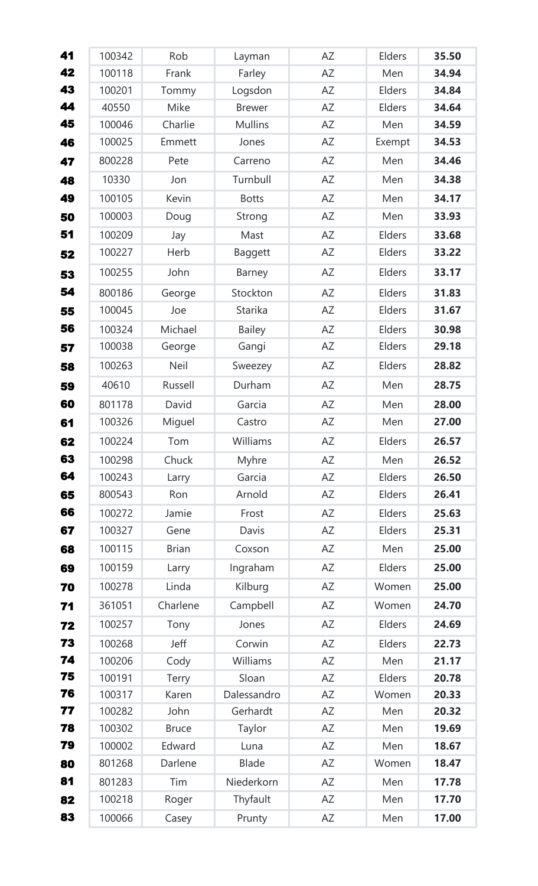| | | | | | | |
|---|---|---|---|---|---|---|
| 41 | 100342 | Rob | Layman | AZ | Elders | **35.50** |
| 42 | 100118 | Frank | Farley | AZ | Men | **34.94** |
| 43 | 100201 | Tommy | Logsdon | AZ | Elders | **34.84** |
| 44 | 40550 | Mike | Brewer | AZ | Elders | **34.64** |
| 45 | 100046 | Charlie | Mullins | AZ | Men | **34.59** |
| 46 | 100025 | Emmett | Jones | AZ | Exempt | **34.53** |
| 47 | 800228 | Pete | Carreno | AZ | Men | **34.46** |
| 48 | 10330 | Jon | Turnbull | AZ | Men | **34.38** |
| 49 | 100105 | Kevin | Botts | AZ | Men | **34.17** |
| 50 | 100003 | Doug | Strong | AZ | Men | **33.93** |
| 51 | 100209 | Jay | Mast | AZ | Elders | **33.68** |
| 52 | 100227 | Herb | Baggett | AZ | Elders | **33.22** |
| 53 | 100255 | John | Barney | AZ | Elders | **33.17** |
| 54 | 800186 | George | Stockton | AZ | Elders | **31.83** |
| 55 | 100045 | Joe | Starika | AZ | Elders | **31.67** |
| 56 | 100324 | Michael | Bailey | AZ | Elders | **30.98** |
| 57 | 100038 | George | Gangi | AZ | Elders | **29.18** |
| 58 | 100263 | Neil | Sweezey | AZ | Elders | **28.82** |
| 59 | 40610 | Russell | Durham | AZ | Men | **28.75** |
| 60 | 801178 | David | Garcia | AZ | Men | **28.00** |
| 61 | 100326 | Miguel | Castro | AZ | Men | **27.00** |
| 62 | 100224 | Tom | Williams | AZ | Elders | **26.57** |
| 63 | 100298 | Chuck | Myhre | AZ | Men | **26.52** |
| 64 | 100243 | Larry | Garcia | AZ | Elders | **26.50** |
| 65 | 800543 | Ron | Arnold | AZ | Elders | **26.41** |
| 66 | 100272 | Jamie | Frost | AZ | Elders | **25.63** |
| 67 | 100327 | Gene | Davis | AZ | Elders | **25.31** |
| 68 | 100115 | Brian | Coxson | AZ | Men | **25.00** |
| 69 | 100159 | Larry | Ingraham | AZ | Elders | **25.00** |
| 70 | 100278 | Linda | Kilburg | AZ | Women | **25.00** |
| 71 | 361051 | Charlene | Campbell | AZ | Women | **24.70** |
| 72 | 100257 | Tony | Jones | AZ | Elders | **24.69** |
| 73 | 100268 | Jeff | Corwin | AZ | Elders | **22.73** |
| 74 | 100206 | Cody | Williams | AZ | Men | **21.17** |
| 75 | 100191 | Terry | Sloan | AZ | Elders | **20.78** |
| 76 | 100317 | Karen | Dalessandro | AZ | Women | **20.33** |
| 77 | 100282 | John | Gerhardt | AZ | Men | **20.32** |
| 78 | 100302 | Bruce | Taylor | AZ | Men | **19.69** |
| 79 | 100002 | Edward | Luna | AZ | Men | **18.67** |
| 80 | 801268 | Darlene | Blade | AZ | Women | **18.47** |
| 81 | 801283 | Tim | Niederkorn | AZ | Men | **17.78** |
| 82 | 100218 | Roger | Thyfault | AZ | Men | **17.70** |
| 83 | 100066 | Casey | Prunty | AZ | Men | **17.00** |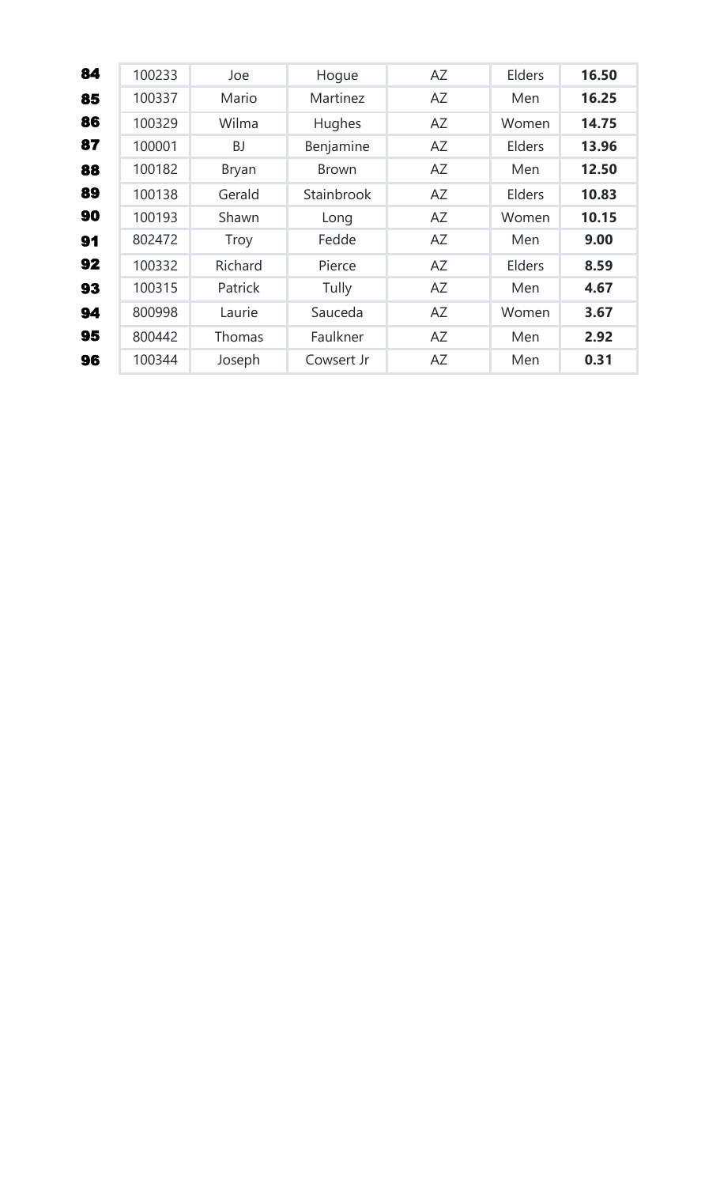| | | | | | | |
|---|---|---|---|---|---|---|
| **84** | 100233 | Joe | Hogue | AZ | Elders | **16.50** |
| **85** | 100337 | Mario | Martinez | AZ | Men | **16.25** |
| **86** | 100329 | Wilma | Hughes | AZ | Women | **14.75** |
| **87** | 100001 | BJ | Benjamine | AZ | Elders | **13.96** |
| **88** | 100182 | Bryan | Brown | AZ | Men | **12.50** |
| **89** | 100138 | Gerald | Stainbrook | AZ | Elders | **10.83** |
| **90** | 100193 | Shawn | Long | AZ | Women | **10.15** |
| **91** | 802472 | Troy | Fedde | AZ | Men | **9.00** |
| **92** | 100332 | Richard | Pierce | AZ | Elders | **8.59** |
| **93** | 100315 | Patrick | Tully | AZ | Men | **4.67** |
| **94** | 800998 | Laurie | Sauceda | AZ | Women | **3.67** |
| **95** | 800442 | Thomas | Faulkner | AZ | Men | **2.92** |
| **96** | 100344 | Joseph | Cowsert Jr | AZ | Men | **0.31** |